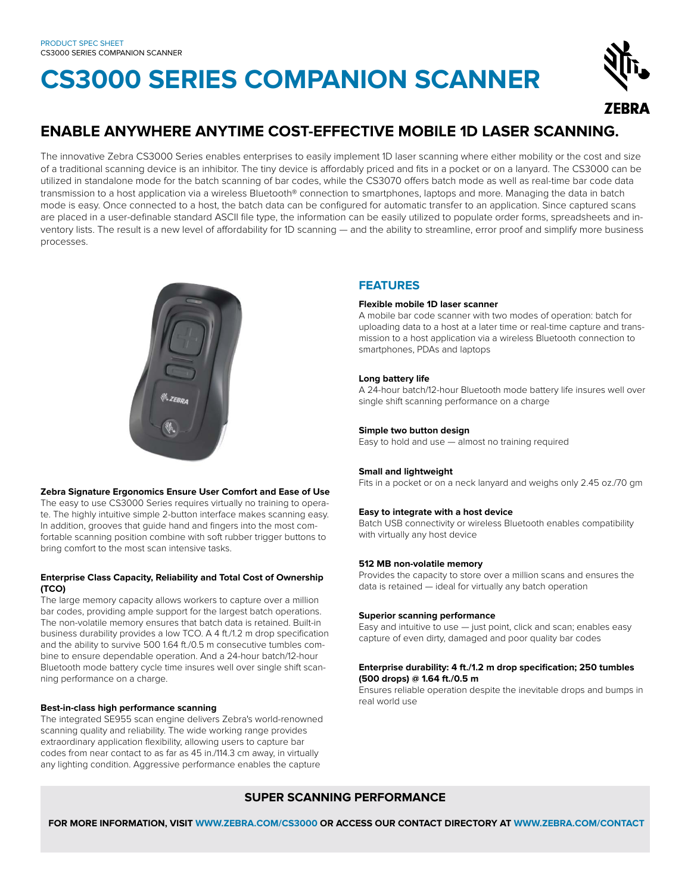PRODUCT SPEC SHEET
CS3000 SERIES COMPANION SCANNER

# CS3000 SERIES COMPANION SCANNER

## ENABLE ANYWHERE ANYTIME COST-EFFECTIVE MOBILE 1D LASER SCANNING.

The innovative Zebra CS3000 Series enables enterprises to easily implement 1D laser scanning where either mobility or the cost and size of a traditional scanning device is an inhibitor. The tiny device is affordably priced and fits in a pocket or on a lanyard. The CS3000 can be utilized in standalone mode for the batch scanning of bar codes, while the CS3070 offers batch mode as well as real-time bar code data transmission to a host application via a wireless Bluetooth® connection to smartphones, laptops and more. Managing the data in batch mode is easy. Once connected to a host, the batch data can be configured for automatic transfer to an application. Since captured scans are placed in a user-definable standard ASCII file type, the information can be easily utilized to populate order forms, spreadsheets and inventory lists. The result is a new level of affordability for 1D scanning — and the ability to streamline, error proof and simplify more business processes.

**Zebra Signature Ergonomics Ensure User Comfort and Ease of Use**
The easy to use CS3000 Series requires virtually no training to operate. The highly intuitive simple 2-button interface makes scanning easy. In addition, grooves that guide hand and fingers into the most comfortable scanning position combine with soft rubber trigger buttons to bring comfort to the most scan intensive tasks.

**Enterprise Class Capacity, Reliability and Total Cost of Ownership (TCO)**
The large memory capacity allows workers to capture over a million bar codes, providing ample support for the largest batch operations. The non-volatile memory ensures that batch data is retained. Built-in business durability provides a low TCO. A 4 ft./1.2 m drop specification and the ability to survive 500 1.64 ft./0.5 m consecutive tumbles combine to ensure dependable operation. And a 24-hour batch/12-hour Bluetooth mode battery cycle time insures well over single shift scanning performance on a charge.

**Best-in-class high performance scanning**
The integrated SE955 scan engine delivers Zebra's world-renowned scanning quality and reliability. The wide working range provides extraordinary application flexibility, allowing users to capture bar codes from near contact to as far as 45 in./114.3 cm away, in virtually any lighting condition. Aggressive performance enables the capture

## FEATURES

**Flexible mobile 1D laser scanner**
A mobile bar code scanner with two modes of operation: batch for uploading data to a host at a later time or real-time capture and transmission to a host application via a wireless Bluetooth connection to smartphones, PDAs and laptops

**Long battery life**
A 24-hour batch/12-hour Bluetooth mode battery life insures well over single shift scanning performance on a charge

**Simple two button design**
Easy to hold and use — almost no training required

**Small and lightweight**
Fits in a pocket or on a neck lanyard and weighs only 2.45 oz./70 gm

**Easy to integrate with a host device**
Batch USB connectivity or wireless Bluetooth enables compatibility with virtually any host device

**512 MB non-volatile memory**
Provides the capacity to store over a million scans and ensures the data is retained — ideal for virtually any batch operation

**Superior scanning performance**
Easy and intuitive to use — just point, click and scan; enables easy capture of even dirty, damaged and poor quality bar codes

**Enterprise durability: 4 ft./1.2 m drop specification; 250 tumbles (500 drops) @ 1.64 ft./0.5 m**
Ensures reliable operation despite the inevitable drops and bumps in real world use

**SUPER SCANNING PERFORMANCE**

**FOR MORE INFORMATION, VISIT WWW.ZEBRA.COM/CS3000 OR ACCESS OUR CONTACT DIRECTORY AT WWW.ZEBRA.COM/CONTACT**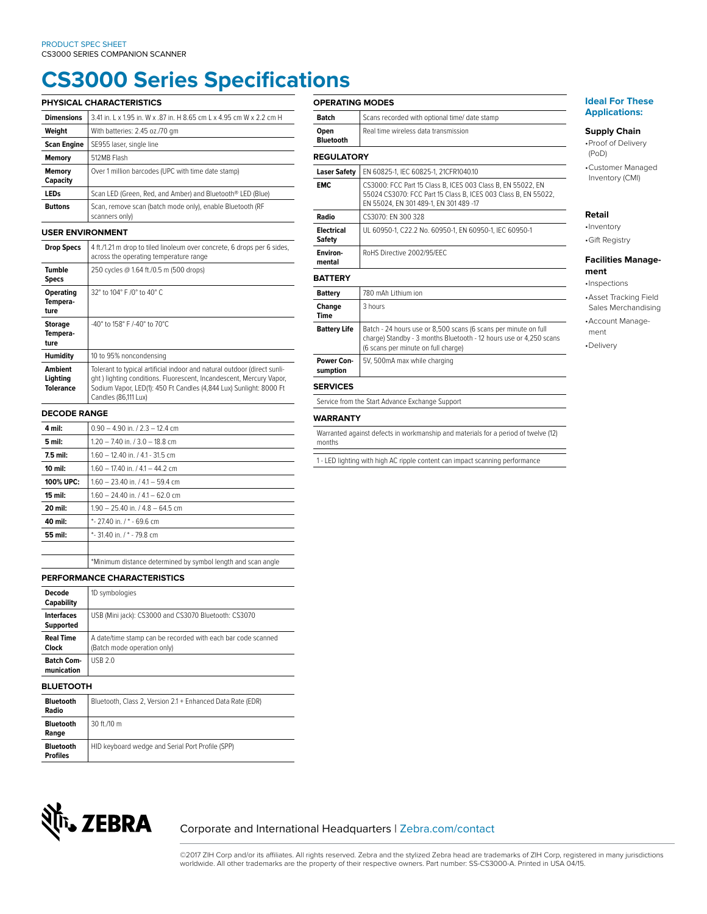PRODUCT SPEC SHEET
CS3000 SERIES COMPANION SCANNER

# CS3000 Series Specifications

### PHYSICAL CHARACTERISTICS

| | |
|---|---|
| **Dimensions** | 3.41 in. L x 1.95 in. W x .87 in. H 8.65 cm L x 4.95 cm W x 2.2 cm H |
| **Weight** | With batteries: 2.45 oz./70 gm |
| **Scan Engine** | SE955 laser, single line |
| **Memory** | 512MB Flash |
| **Memory Capacity** | Over 1 million barcodes (UPC with time date stamp) |
| **LEDs** | Scan LED (Green, Red, and Amber) and Bluetooth® LED (Blue) |
| **Buttons** | Scan, remove scan (batch mode only), enable Bluetooth (RF scanners only) |

### USER ENVIRONMENT

| | |
|---|---|
| **Drop Specs** | 4 ft./1.21 m drop to tiled linoleum over concrete, 6 drops per 6 sides, across the operating temperature range |
| **Tumble Specs** | 250 cycles @ 1.64 ft./0.5 m (500 drops) |
| **Operating Temperature** | 32° to 104° F /0° to 40° C |
| **Storage Temperature** | -40° to 158° F /-40° to 70°C |
| **Humidity** | 10 to 95% noncondensing |
| **Ambient Lighting Tolerance** | Tolerant to typical artificial indoor and natural outdoor (direct sunlight ) lighting conditions. Fluorescent, Incandescent, Mercury Vapor, Sodium Vapor, LED(1): 450 Ft Candles (4,844 Lux) Sunlight: 8000 Ft Candles (86,111 Lux) |

### DECODE RANGE

| | |
|---|---|
| **4 mil:** | 0.90 – 4.90 in. / 2.3 – 12.4 cm |
| **5 mil:** | 1.20 – 7.40 in. / 3.0 – 18.8 cm |
| **7.5 mil:** | 1.60 – 12.40 in. / 4.1 - 31.5 cm |
| **10 mil:** | 1.60 – 17.40 in. / 4.1 – 44.2 cm |
| **100% UPC:** | 1.60 – 23.40 in. / 4.1 – 59.4 cm |
| **15 mil:** | 1.60 – 24.40 in. / 4.1 – 62.0 cm |
| **20 mil:** | 1.90 – 25.40 in. / 4.8 – 64.5 cm |
| **40 mil:** | *- 27.40 in. / * - 69.6 cm |
| **55 mil:** | *- 31.40 in. / * - 79.8 cm |
| | |
| | *Minimum distance determined by symbol length and scan angle |

### PERFORMANCE CHARACTERISTICS

| | |
|---|---|
| **Decode Capability** | 1D symbologies |
| **Interfaces Supported** | USB (Mini jack): CS3000 and CS3070 Bluetooth: CS3070 |
| **Real Time Clock** | A date/time stamp can be recorded with each bar code scanned (Batch mode operation only) |
| **Batch Communication** | USB 2.0 |

### BLUETOOTH

| | |
|---|---|
| **Bluetooth Radio** | Bluetooth, Class 2, Version 2.1 + Enhanced Data Rate (EDR) |
| **Bluetooth Range** | 30 ft./10 m |
| **Bluetooth Profiles** | HID keyboard wedge and Serial Port Profile (SPP) |

### OPERATING MODES

| | |
|---|---|
| **Batch** | Scans recorded with optional time/ date stamp |
| **Open Bluetooth** | Real time wireless data transmission |

### REGULATORY

| | |
|---|---|
| **Laser Safety** | EN 60825-1, IEC 60825-1, 21CFR1040.10 |
| **EMC** | CS3000: FCC Part 15 Class B, ICES 003 Class B, EN 55022, EN 55024 CS3070: FCC Part 15 Class B, ICES 003 Class B, EN 55022, EN 55024, EN 301 489-1, EN 301 489 -17 |
| **Radio** | CS3070: EN 300 328 |
| **Electrical Safety** | UL 60950-1, C22.2 No. 60950-1, EN 60950-1, IEC 60950-1 |
| **Environmental** | RoHS Directive 2002/95/EEC |

### BATTERY

| | |
|---|---|
| **Battery** | 780 mAh Lithium ion |
| **Change Time** | 3 hours |
| **Battery Life** | Batch - 24 hours use or 8,500 scans (6 scans per minute on full charge) Standby - 3 months Bluetooth - 12 hours use or 4,250 scans (6 scans per minute on full charge) |
| **Power Consumption** | 5V, 500mA max while charging |

### SERVICES

Service from the Start Advance Exchange Support

### WARRANTY

Warranted against defects in workmanship and materials for a period of twelve (12) months

1 - LED lighting with high AC ripple content can impact scanning performance

## Ideal For These Applications:

### Supply Chain

- Proof of Delivery (PoD)
- Customer Managed Inventory (CMI)

### Retail

- Inventory
- Gift Registry

### Facilities Management

- Inspections
- Asset Tracking Field Sales Merchandising
- Account Management
- Delivery

ZEBRA

Corporate and International Headquarters | Zebra.com/contact

©2017 ZIH Corp and/or its affiliates. All rights reserved. Zebra and the stylized Zebra head are trademarks of ZIH Corp, registered in many jurisdictions worldwide. All other trademarks are the property of their respective owners. Part number: SS-CS3000-A. Printed in USA 04/15.